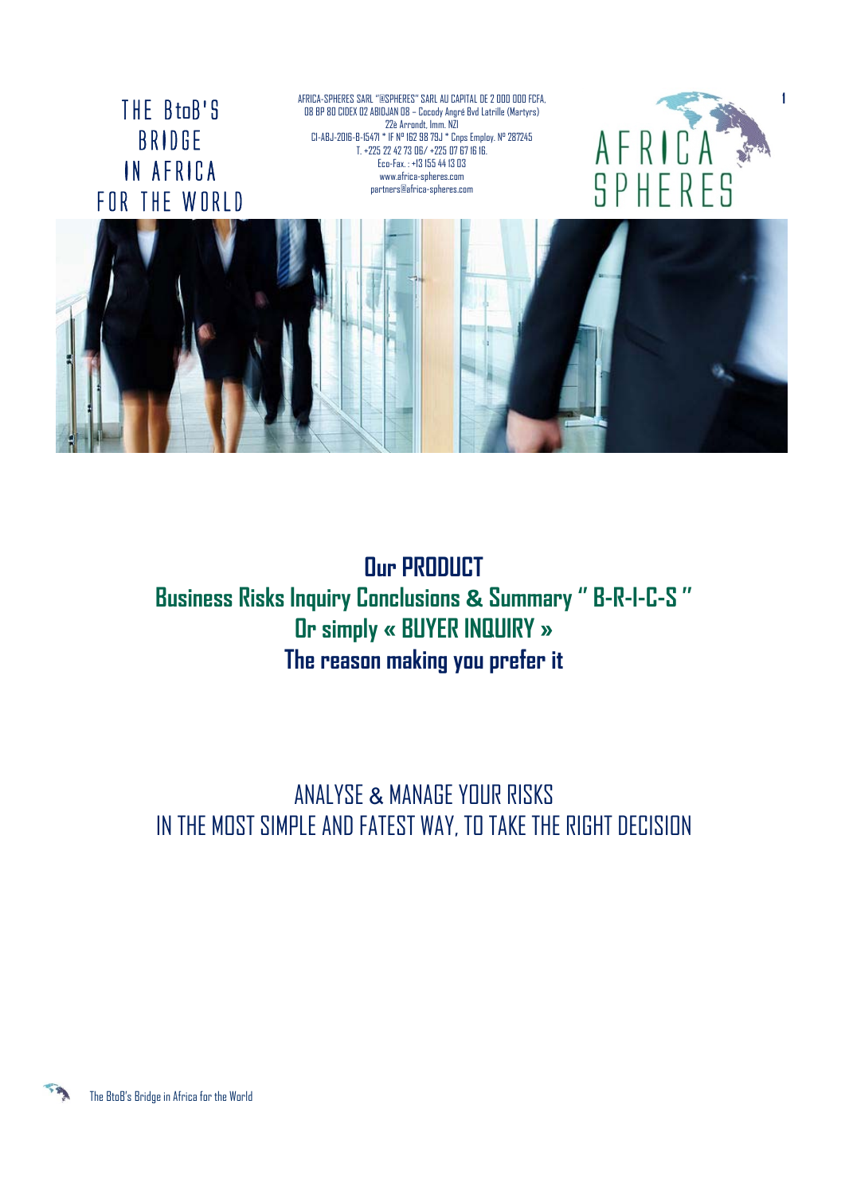THE BtoB'S BRIDGE IN AFRICA FOR THE WORLD

AFRICA-SPHERES SARL "@SPHERES" SARL AU CAPITAL DE 2 000 000 FCFA,
08 BP 80 CIDEX 02 ABIDJAN 08 – Cocody Angré Bvd Latrille (Martyrs)
22è Arrondt. Imm. NZI
CI-ABJ-2016-B-15471 * IF Nº 162 98 79J * Cnps Employ. Nº 287245
T. +225 22 42 73 06/ +225 07 67 16 16.
Eco-Fax. : +13 155 44 13 03
www.africa-spheres.com
partners@africa-spheres.com

AFRICA SPHERES

# Our PRODUCT

## Business Risks Inquiry Conclusions & Summary " B-R-I-C-S "

## Or simply « BUYER INQUIRY »

## The reason making you prefer it

ANALYSE & MANAGE YOUR RISKS
IN THE MOST SIMPLE AND FATEST WAY, TO TAKE THE RIGHT DECISION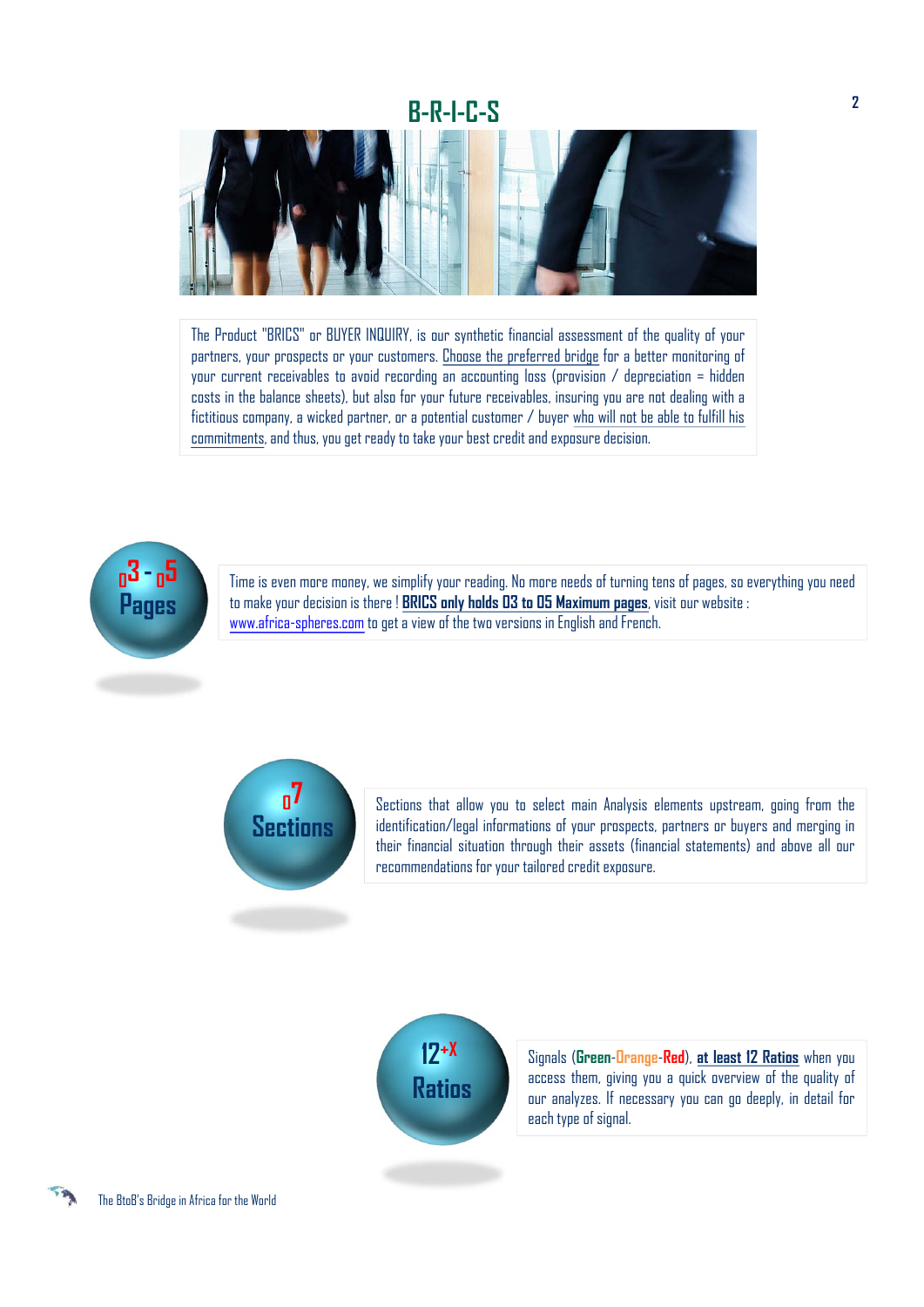# B-R-I-C-S

The Product "BRICS" or BUYER INQUIRY, is our synthetic financial assessment of the quality of your partners, your prospects or your customers. Choose the preferred bridge for a better monitoring of your current receivables to avoid recording an accounting loss (provision / depreciation = hidden costs in the balance sheets), but also for your future receivables, insuring you are not dealing with a fictitious company, a wicked partner, or a potential customer / buyer who will not be able to fulfill his commitments, and thus, you get ready to take your best credit and exposure decision.

**03 - 05 Pages**

Time is even more money, we simplify your reading. No more needs of turning tens of pages, so everything you need to make your decision is there ! **BRICS only holds 03 to 05 Maximum pages**, visit our website : www.africa-spheres.com to get a view of the two versions in English and French.

**07 Sections**

Sections that allow you to select main Analysis elements upstream, going from the identification/legal informations of your prospects, partners or buyers and merging in their financial situation through their assets (financial statements) and above all our recommendations for your tailored credit exposure.

**12+X Ratios**

Signals (**Green-Orange-Red**), **at least 12 Ratios** when you access them, giving you a quick overview of the quality of our analyzes. If necessary you can go deeply, in detail for each type of signal.

The BtoB's Bridge in Africa for the World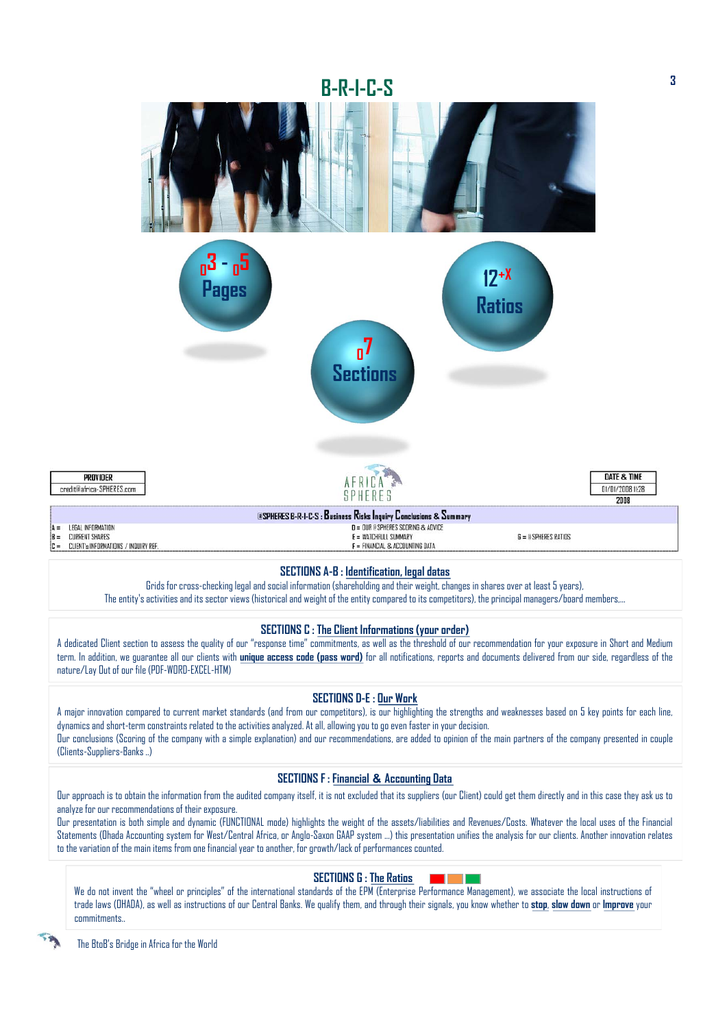# B-R-I-C-S

$_{0}3$ - $_{0}5$ Pages

$12^{+X}$ Ratios

$_{0}7$ Sections

| PROVIDER |
|---|
| credit@africa-SPHERES.com |

AFRICA SPHERES

| DATE & TIME |
|---|
| 01/01/2008 11:28 |
| 2008 |

**®SPHERES B-R-I-C-S : Business Risks Inquiry Conclusions & Summary**

| | | |
|---|---|---|
| A = LEGAL INFORMATION | D = OUR ®SPHERES SCORING & ADVICE | |
| B = CURRENT SHARES | E = WATCHFULL SUMMARY | G = ®SPHERES RATIOS |
| C = CLIENT's INFORMATIONS / INQUIRY REF. | F = FINANCIAL & ACCOUNTING DATA | |

## SECTIONS A-B : Identification, legal datas

Grids for cross-checking legal and social information (shareholding and their weight, changes in shares over at least 5 years),
The entity's activities and its sector views (historical and weight of the entity compared to its competitors), the principal managers/board members,...

## SECTIONS C : The Client Informations (your order)

A dedicated Client section to assess the quality of our "response time" commitments, as well as the threshold of our recommendation for your exposure in Short and Medium term. In addition, we guarantee all our clients with **unique access code (pass word)** for all notifications, reports and documents delivered from our side, regardless of the nature/Lay Out of our file (PDF-WORD-EXCEL-HTM)

## SECTIONS D-E : Our Work

A major innovation compared to current market standards (and from our competitors), is our highlighting the strengths and weaknesses based on 5 key points for each line, dynamics and short-term constraints related to the activities analyzed. At all, allowing you to go even faster in your decision.
Our conclusions (Scoring of the company with a simple explanation) and our recommendations, are added to opinion of the main partners of the company presented in couple (Clients-Suppliers-Banks ..)

## SECTIONS F : Financial & Accounting Data

Our approach is to obtain the information from the audited company itself, it is not excluded that its suppliers (our Client) could get them directly and in this case they ask us to analyze for our recommendations of their exposure.
Our presentation is both simple and dynamic (FUNCTIONAL mode) highlights the weight of the assets/liabilities and Revenues/Costs. Whatever the local uses of the Financial Statements (Ohada Accounting system for West/Central Africa, or Anglo-Saxon GAAP system ...) this presentation unifies the analysis for our clients. Another innovation relates to the variation of the main items from one financial year to another, for growth/lack of performances counted.

## SECTIONS G : The Ratios

We do not invent the "wheel or principles" of the international standards of the EPM (Enterprise Performance Management), we associate the local instructions of trade laws (OHADA), as well as instructions of our Central Banks. We qualify them, and through their signals, you know whether to **stop**, **slow down** or **Improve** your commitments..

The BtoB's Bridge in Africa for the World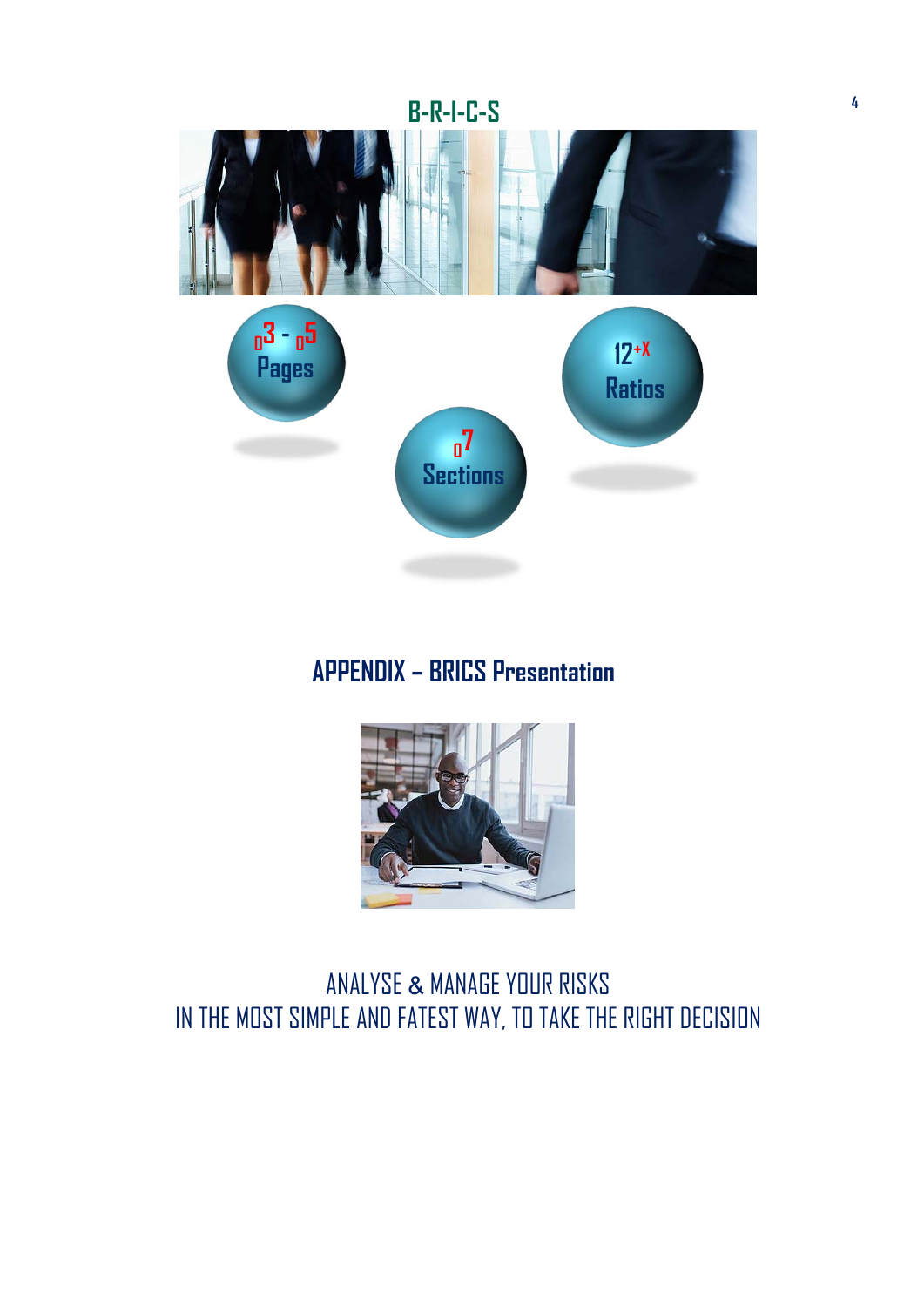# B-R-I-C-S

03 - 05
Pages

07
Sections

12+X
Ratios

## APPENDIX – BRICS Presentation

ANALYSE & MANAGE YOUR RISKS
IN THE MOST SIMPLE AND FATEST WAY, TO TAKE THE RIGHT DECISION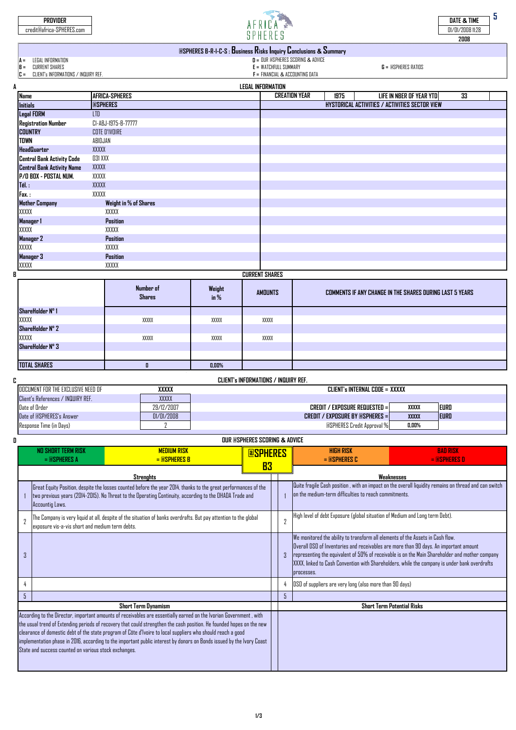| PROVIDER | AFRICA SPHERES | DATE & TIME |
|---|---|---|
| credit@africa-SPHERES.com | | 01/01/2008 11:28 |
| | | 2008 |

## @SPHERES B-R-I-C-S : Business Risks Inquiry Conclusions & Summary

A = LEGAL INFORMATION
B = CURRENT SHARES
C = CLIENT's INFORMATIONS / INQUIRY REF.
D = OUR @SPHERES SCORING & ADVICE
E = WATCHFULL SUMMARY
F = FINANCIAL & ACCOUNTING DATA
G = @SPHERES RATIOS

### A — LEGAL INFORMATION

| Name | AFRICA-SPHERES | CREATION YEAR | 1975 | LIFE IN NBER OF YEAR YTD | 33 |
|---|---|---|---|---|---|
| Initials | @SPHERES | HYSTORICAL ACTIVITIES / ACTIVITIES SECTOR VIEW | | | |
| Legal FORM | LTD | | | | |
| Registration Number | CI-ABJ-1975-B-77777 | | | | |
| COUNTRY | COTE D'IVOIRE | | | | |
| TOWN | ABIDJAN | | | | |
| HeadQuarter | XXXXX | | | | |
| Central Bank Activity Code | 031 XXX | | | | |
| Central Bank Activity Name | XXXXX | | | | |
| P/O BOX - POSTAL NUM. | XXXXX | | | | |
| Tél. : | XXXXX | | | | |
| Fax. : | XXXXX | | | | |
| Mother Company | Weight in % of Shares | | | | |
| XXXXX | XXXXX | | | | |
| Manager 1 | Position | | | | |
| XXXXX | XXXXX | | | | |
| Manager 2 | Position | | | | |
| XXXXX | XXXXX | | | | |
| Manager 3 | Position | | | | |
| XXXXX | XXXXX | | | | |

### B — CURRENT SHARES

| | Number of Shares | Weight in % | AMOUNTS | COMMENTS IF ANY CHANGE IN THE SHARES DURING LAST 5 YEARS |
|---|---|---|---|---|
| ShareHolder N° 1 | | | | |
| XXXXX | XXXXX | XXXXX | XXXXX | |
| ShareHolder N° 2 | | | | |
| XXXXX | XXXXX | XXXXX | XXXXX | |
| ShareHolder N° 3 | | | | |
| | | | | |
| TOTAL SHARES | 0 | 0,00% | | |

### C — CLIENT's INFORMATIONS / INQUIRY REF.

| DOCUMENT FOR THE EXCLUSIVE NEED OF | XXXXX | CLIENT's INTERNAL CODE = XXXXX | | |
|---|---|---|---|---|
| Client's References / INQUIRY REF. | XXXXX | | | |
| Date of Order | 29/12/2007 | CREDIT / EXPOSURE REQUESTED = | XXXXX | EURO |
| Date of @SPHERES's Answer | 01/01/2008 | CREDIT / EXPOSURE BY @SPHERES = | XXXXX | EURO |
| Response Time (in Days) | 2 | @SPHERES Credit Approval % | 0,00% | |

### D — OUR @SPHERES SCORING & ADVICE

| NO SHORT TERM RISK = @SPHERES A | MEDIUM RISK = @SPHERES B | @SPHERES B3 | HIGH RISK = @SPHERES C | BAD RISK = @SPHERES D |
|---|---|---|---|---|

| | Strenghts | | Weaknesses |
|---|---|---|---|
| 1 | Great Equity Position, despite the losses counted before the year 2014, thanks to the great performances of the two previous years (2014-2015). No Threat to the Operating Continuity, according to the OHADA Trade and Accountig Laws. | 1 | Quite fragile Cash position , with an impact on the overall liquidity remains on thread and can switch on the medium-term difficulties to reach commitments. |
| 2 | The Company is very liquid at all, despite of the situation of banks overdrafts. But pay attention to the global exposure vis-a-vis short and medium term debts. | 2 | High level of debt Exposure (global situation of Medium and Long term Debt). |
| 3 | | 3 | We monitored the ability to transform all elements of the Assets in Cash flow. Overall DSO of Inventories and receivables are more than 90 days. An important amount representing the equivalent of 50% of receivable is on the Main Shareholder and mother company XXXX, linked to Cash Convention with Shareholders, while the company is under bank overdrafts processes. |
| 4 | | 4 | DSO of suppliers are very long (also more than 90 days) |
| 5 | | 5 | |

| Short Term Dynamism | Short Term Potential Risks |
|---|---|
| According to the Director, important amounts of receivables are essentially earned on the Ivorian Government , with the usual trend of Extending periods of recovery that could strengthen the cash position. He founded hopes on the new clearance of domestic debt of the state program of Côte d'Ivoire to local suppliers who should reach a good implementation phase in 2016, according to the important public interest by donors on Bonds issued by the Ivory Coast State and success counted on various stock exchanges. | |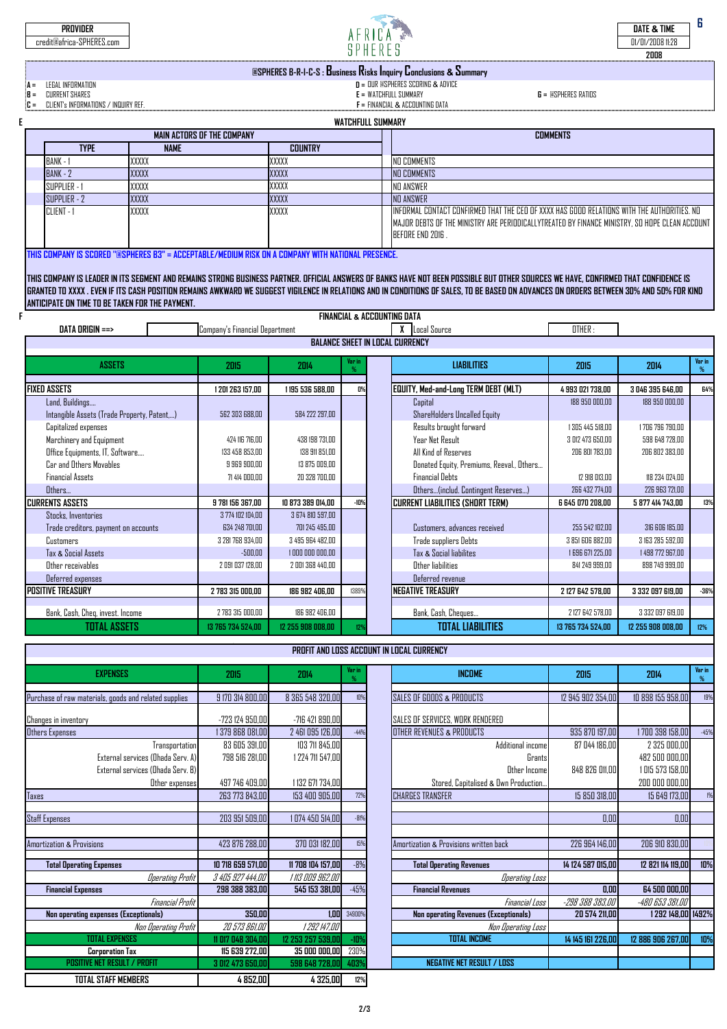| PROVIDER | | DATE & TIME |
|---|---|---|
| credit@africa-SPHERES.com | AFRICA SPHERES | 01/01/2008 11:28 |
| | | 2008 |

**@SPHERES B-R-I-C-S : Business Risks Inquiry Conclusions & Summary**

- A = LEGAL INFORMATION
- B = CURRENT SHARES
- C = CLIENT's INFORMATIONS / INQUIRY REF.
- D = OUR @SPHERES SCORING & ADVICE
- E = WATCHFULL SUMMARY
- F = FINANCIAL & ACCOUNTING DATA
- G = @SPHERES RATIOS

## E — WATCHFULL SUMMARY

| MAIN ACTORS OF THE COMPANY | | | COMMENTS |
|---|---|---|---|
| **TYPE** | **NAME** | **COUNTRY** | |
| BANK - 1 | XXXXX | XXXXX | NO COMMENTS |
| BANK - 2 | XXXXX | XXXXX | NO COMMENTS |
| SUPPLIER - 1 | XXXXX | XXXXX | NO ANSWER |
| SUPPLIER - 2 | XXXXX | XXXXX | NO ANSWER |
| CLIENT - 1 | XXXXX | XXXXX | INFORMAL CONTACT CONFIRMED THAT THE CEO OF XXXX HAS GOOD RELATIONS WITH THE AUTHORITIES. NO MAJOR DEBTS OF THE MINISTRY ARE PERIODICALLYTREATED BY FINANCE MINISTRY, SO HOPE CLEAN ACCOUNT BEFORE END 2016 . |

THIS COMPANY IS SCORED "@SPHERES B3" = ACCEPTABLE/MEDIUM RISK ON A COMPANY WITH NATIONAL PRESENCE.

THIS COMPANY IS LEADER IN ITS SEGMENT AND REMAINS STRONG BUSINESS PARTNER. OFFICIAL ANSWERS OF BANKS HAVE NOT BEEN POSSIBLE BUT OTHER SOURCES WE HAVE, CONFIRMED THAT CONFIDENCE IS GRANTED TO XXXX . EVEN IF ITS CASH POSITION REMAINS AWKWARD WE SUGGEST VIGILENCE IN RELATIONS AND IN CONDITIONS OF SALES, TO BE BASED ON ADVANCES ON ORDERS BETWEEN 30% AND 50% FOR KIND ANTICIPATE ON TIME TO BE TAKEN FOR THE PAYMENT.

## F — FINANCIAL & ACCOUNTING DATA

DATA ORIGIN ==> Company's Financial Department | X Local Source | OTHER :

### BALANCE SHEET IN LOCAL CURRENCY

| ASSETS | 2015 | 2014 | Var in % | LIABILITIES | 2015 | 2014 | Var in % |
|---|---|---|---|---|---|---|---|
| **FIXED ASSETS** | 1 201 263 157,00 | 1 195 536 588,00 | 0% | **EQUITY, Med-and-Long TERM DEBT (MLT)** | 4 993 021 738,00 | 3 046 395 646,00 | 64% |
| Land, Buildings.... | | | | Capital | 188 950 000,00 | 188 950 000,00 | |
| Intangible Assets (Trade Property, Patent,...) | 562 303 688,00 | 584 222 297,00 | | ShareHolders Uncalled Equity | | | |
| Capitalized expenses | | | | Results brought forward | 1 305 445 518,00 | 1 706 796 790,00 | |
| Marchinery and Equipment | 424 116 716,00 | 438 198 731,00 | | Year Net Result | 3 012 473 650,00 | 598 648 728,00 | |
| Office Equipments, IT, Software.... | 133 458 853,00 | 138 911 851,00 | | All Kind of Reserves | 206 801 783,00 | 206 802 383,00 | |
| Car and Others Movables | 9 969 900,00 | 13 875 009,00 | | Donated Equity, Premiums, Reeval., Others... | | | |
| Financial Assets | 71 414 000,00 | 20 328 700,00 | | Financial Debts | 12 918 013,00 | 118 234 024,00 | |
| Others... | | | | Others...(includ. Contingent Reserves...) | 266 432 774,00 | 226 963 721,00 | |
| **CURRENTS ASSETS** | 9 781 156 367,00 | 10 873 389 014,00 | -10% | **CURRENT LIABILITIES (SHORT TERM)** | 6 645 070 208,00 | 5 877 414 743,00 | 13% |
| Stocks, Inventories | 3 774 102 104,00 | 3 674 810 597,00 | | | | | |
| Trade creditors, payment on accounts | 634 248 701,00 | 701 245 495,00 | | Customers, advances received | 255 542 102,00 | 316 606 185,00 | |
| Customers | 3 281 768 934,00 | 3 495 964 482,00 | | Trade suppliers Debts | 3 851 606 882,00 | 3 163 285 592,00 | |
| Tax & Social Assets | -500,00 | 1 000 000 000,00 | | Tax & Social liabilites | 1 696 671 225,00 | 1 498 772 967,00 | |
| Other receivables | 2 091 037 128,00 | 2 001 368 440,00 | | Other liabilities | 841 249 999,00 | 898 749 999,00 | |
| Deferred expenses | | | | Deferred revenue | | | |
| **POSITIVE TREASURY** | 2 783 315 000,00 | 186 982 406,00 | 1389% | **NEGATIVE TREASURY** | 2 127 642 578,00 | 3 332 097 619,00 | -36% |
| Bank, Cash, Cheq, invest. Income | 2 783 315 000,00 | 186 982 406,00 | | Bank, Cash, Cheques... | 2 127 642 578,00 | 3 332 097 619,00 | |
| **TOTAL ASSETS** | 13 765 734 524,00 | 12 255 908 008,00 | 12% | **TOTAL LIABILITIES** | 13 765 734 524,00 | 12 255 908 008,00 | 12% |

### PROFIT AND LOSS ACCOUNT IN LOCAL CURRENCY

| EXPENSES | 2015 | 2014 | Var in % | INCOME | 2015 | 2014 | Var in % |
|---|---|---|---|---|---|---|---|
| Purchase of raw materials, goods and related supplies | 9 170 314 800,00 | 8 365 548 320,00 | 10% | SALES OF GOODS & PRODUCTS | 12 945 902 354,00 | 10 898 155 958,00 | 19% |
| Changes in inventory | -723 124 950,00 | -716 421 890,00 | | SALES OF SERVICES, WORK RENDERED | | | |
| Others Expenses | 1 379 868 081,00 | 2 461 095 126,00 | -44% | OTHER REVENUES & PRODUCTS | 935 870 197,00 | 1 700 398 158,00 | -45% |
| Transportation | 83 605 391,00 | 103 711 845,00 | | Additional income | 87 044 186,00 | 2 325 000,00 | |
| External services (Ohada Serv. A) | 798 516 281,00 | 1 224 711 547,00 | | Grants | | 482 500 000,00 | |
| External services (Ohada Serv. B) | | | | Other Income | 848 826 011,00 | 1 015 573 158,00 | |
| Other expenses | 497 746 409,00 | 1 132 671 734,00 | | Stored, Capitalised & Own Production... | | 200 000 000,00 | |
| Taxes | 263 773 843,00 | 153 400 905,00 | 72% | CHARGES TRANSFER | 15 850 318,00 | 15 649 173,00 | 1% |
| Staff Expenses | 203 951 509,00 | 1 074 450 514,00 | -81% | | 0,00 | 0,00 | |
| Amortization & Provisions | 423 876 288,00 | 370 031 182,00 | 15% | Amortization & Provisions written back | 226 964 146,00 | 206 910 830,00 | |
| **Total Operating Expenses** | 10 718 659 571,00 | 11 708 104 157,00 | -8% | **Total Operating Revenues** | 14 124 587 015,00 | 12 821 114 119,00 | 10% |
| *Operating Profit* | *3 405 927 444,00* | *1 113 009 962,00* | | *Operating Loss* | | | |
| **Financial Expenses** | 298 388 383,00 | 545 153 381,00 | -45% | **Financial Revenues** | 0,00 | 64 500 000,00 | |
| *Financial Profit* | | | | *Financial Loss* | *-298 388 383,00* | *-480 653 381,00* | |
| **Non operating expenses (Exceptionals)** | 350,00 | 1,00 | 34900% | **Non operating Revenues (Exceptionals)** | 20 574 211,00 | 1 292 148,00 | 1492% |
| *Non Operating Profit* | *20 573 861,00* | *1 292 147,00* | | *Non Operating Loss* | | | |
| **TOTAL EXPENSES** | 11 017 048 304,00 | 12 253 257 539,00 | -10% | **TOTAL INCOME** | 14 145 161 226,00 | 12 886 906 267,00 | 10% |
| **Corporation Tax** | 115 639 272,00 | 35 000 000,00 | 230% | | | | |
| **POSITIVE NET RESULT / PROFIT** | 3 012 473 650,00 | 598 648 728,00 | 403% | **NEGATIVE NET RESULT / LOSS** | | | |
| **TOTAL STAFF MEMBERS** | 4 852,00 | 4 325,00 | 12% | | | | |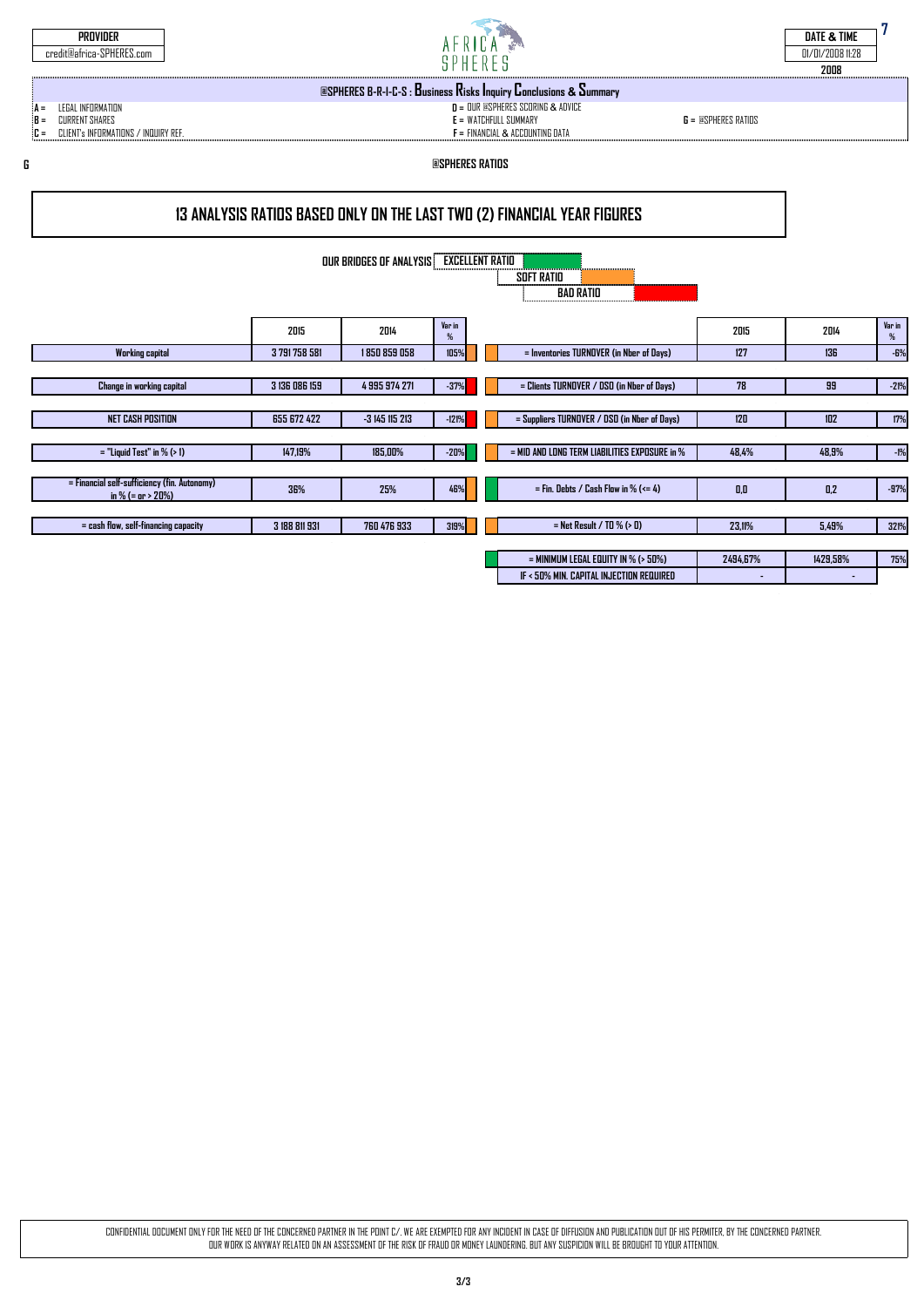| PROVIDER | DATE & TIME |
| --- | --- |
| credit@africa-SPHERES.com | 01/01/2008 11:28 |
| | 2008 |

**®SPHERES B-R-I-C-S : Business Risks Inquiry Conclusions & Summary**

A = LEGAL INFORMATION
B = CURRENT SHARES
C = CLIENT's INFORMATIONS / INQUIRY REF.
D = OUR ®SPHERES SCORING & ADVICE
E = WATCHFULL SUMMARY
F = FINANCIAL & ACCOUNTING DATA
G = ®SPHERES RATIOS

G — **®SPHERES RATIOS**

# 13 ANALYSIS RATIOS BASED ONLY ON THE LAST TWO (2) FINANCIAL YEAR FIGURES

OUR BRIDGES OF ANALYSIS: EXCELLENT RATIO / SOFT RATIO / BAD RATIO

| | 2015 | 2014 | Var in % |
| --- | --- | --- | --- |
| Working capital | 3 791 758 581 | 1 850 859 058 | 105% |
| Change in working capital | 3 136 086 159 | 4 995 974 271 | -37% |
| NET CASH POSITION | 655 672 422 | -3 145 115 213 | -121% |
| = "Liquid Test" in % (> 1) | 147,19% | 185,00% | -20% |
| = Financial self-sufficiency (fin. Autonomy) in % (= or > 20%) | 36% | 25% | 46% |
| = cash flow, self-financing capacity | 3 188 811 931 | 760 476 933 | 319% |

| | 2015 | 2014 | Var in % |
| --- | --- | --- | --- |
| = Inventories TURNOVER (in Nber of Days) | 127 | 136 | -6% |
| = Clients TURNOVER / DSO (in Nber of Days) | 78 | 99 | -21% |
| = Suppliers TURNOVER / DSO (in Nber of Days) | 120 | 102 | 17% |
| = MID AND LONG TERM LIABILITIES EXPOSURE in % | 48,4% | 48,9% | -1% |
| = Fin. Debts / Cash Flow in % (<= 4) | 0,0 | 0,2 | -97% |
| = Net Result / TO % (> 0) | 23,11% | 5,49% | 321% |
| = MINIMUM LEGAL EQUITY IN % (> 50%) | 2494,67% | 1429,58% | 75% |
| IF < 50% MIN. CAPITAL INJECTION REQUIRED | - | - | |

CONFIDENTIAL DOCUMENT ONLY FOR THE NEED OF THE CONCERNED PARTNER IN THE POINT C/. WE ARE EXEMPTED FOR ANY INCIDENT IN CASE OF DIFFUSION AND PUBLICATION OUT OF HIS PERMITER, BY THE CONCERNED PARTNER. OUR WORK IS ANYWAY RELATED ON AN ASSESSMENT OF THE RISK OF FRAUD OR MONEY LAUNDERING. BUT ANY SUSPICION WILL BE BROUGHT TO YOUR ATTENTION.